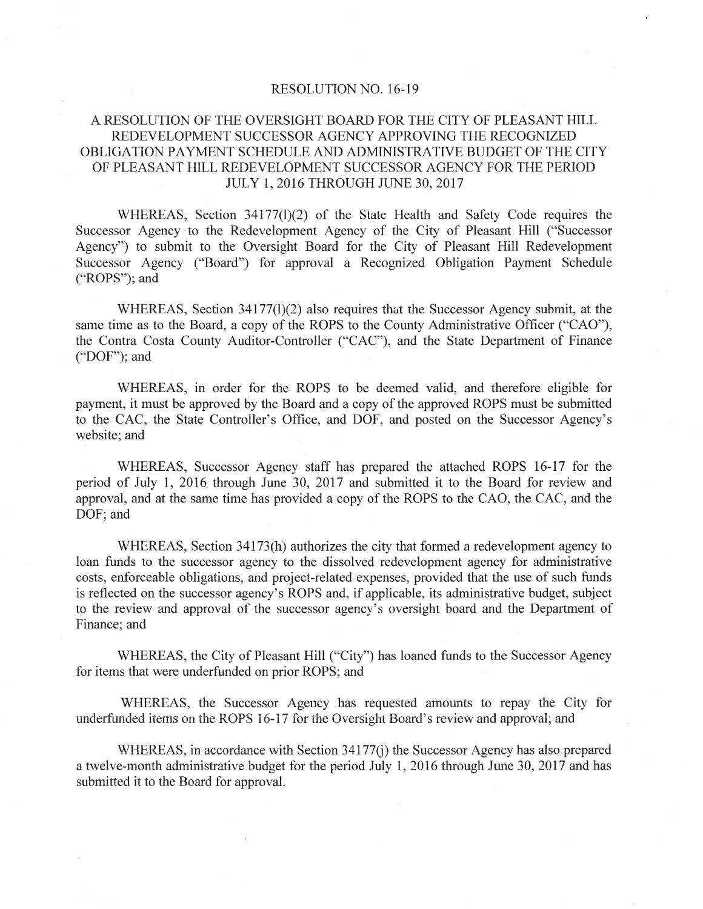# RESOLUTION NO. 16-19

## A RESOLUTION OF THE OVERSIGHT BOARD FOR THE CITY OF PLEASANT HILL REDEVELOPMENT SUCCESSOR AGENCY APPROVING THE RECOGNIZED OBLIGATION PAYMENT SCHEDULE AND ADMINISTRATIVE BUDGET OF THE CITY OF PLEASANT HILL REDEVELOPMENT SUCCESSOR AGENCY FOR THE PERIOD JULY 1, 2016 THROUGH JUNE 30, 2017

WHEREAS, Section 34177(l)(2) of the State Health and Safety Code requires the Successor Agency to the Redevelopment Agency of the City of Pleasant Hill ("Successor Agency") to submit to the Oversight Board for the City of Pleasant Hill Redevelopment Successor Agency ("Board") for approval a Recognized Obligation Payment Schedule ("ROPS"); and

WHEREAS, Section 34177(l)(2) also requires that the Successor Agency submit, at the same time as to the Board, a copy of the ROPS to the County Administrative Officer ("CAO"), the Contra Costa County Auditor-Controller ("CAC"), and the State Department of Finance ("DOF"); and

WHEREAS, in order for the ROPS to be deemed valid, and therefore eligible for payment, it must be approved by the Board and a copy of the approved ROPS must be submitted to the CAC, the State Controller's Office, and DOF, and posted on the Successor Agency's website; and

WHEREAS, Successor Agency staff has prepared the attached ROPS 16-17 for the period of July 1, 2016 through June 30, 2017 and submitted it to the Board for review and approval, and at the same time has provided a copy of the ROPS to the CAO, the CAC, and the DOF; and

WHEREAS, Section 34173(h) authorizes the city that formed a redevelopment agency to loan funds to the successor agency to the dissolved redevelopment agency for administrative costs, enforceable obligations, and project-related expenses, provided that the use of such funds is reflected on the successor agency's ROPS and, if applicable, its administrative budget, subject to the review and approval of the successor agency's oversight board and the Department of Finance; and

WHEREAS, the City of Pleasant Hill ("City") has loaned funds to the Successor Agency for items that were underfunded on prior ROPS; and

WHEREAS, the Successor Agency has requested amounts to repay the City for underfunded items on the ROPS 16-17 for the Oversight Board's review and approval; and

WHEREAS, in accordance with Section 34177(j) the Successor Agency has also prepared a twelve-month administrative budget for the period July 1, 2016 through June 30, 2017 and has submitted it to the Board for approval.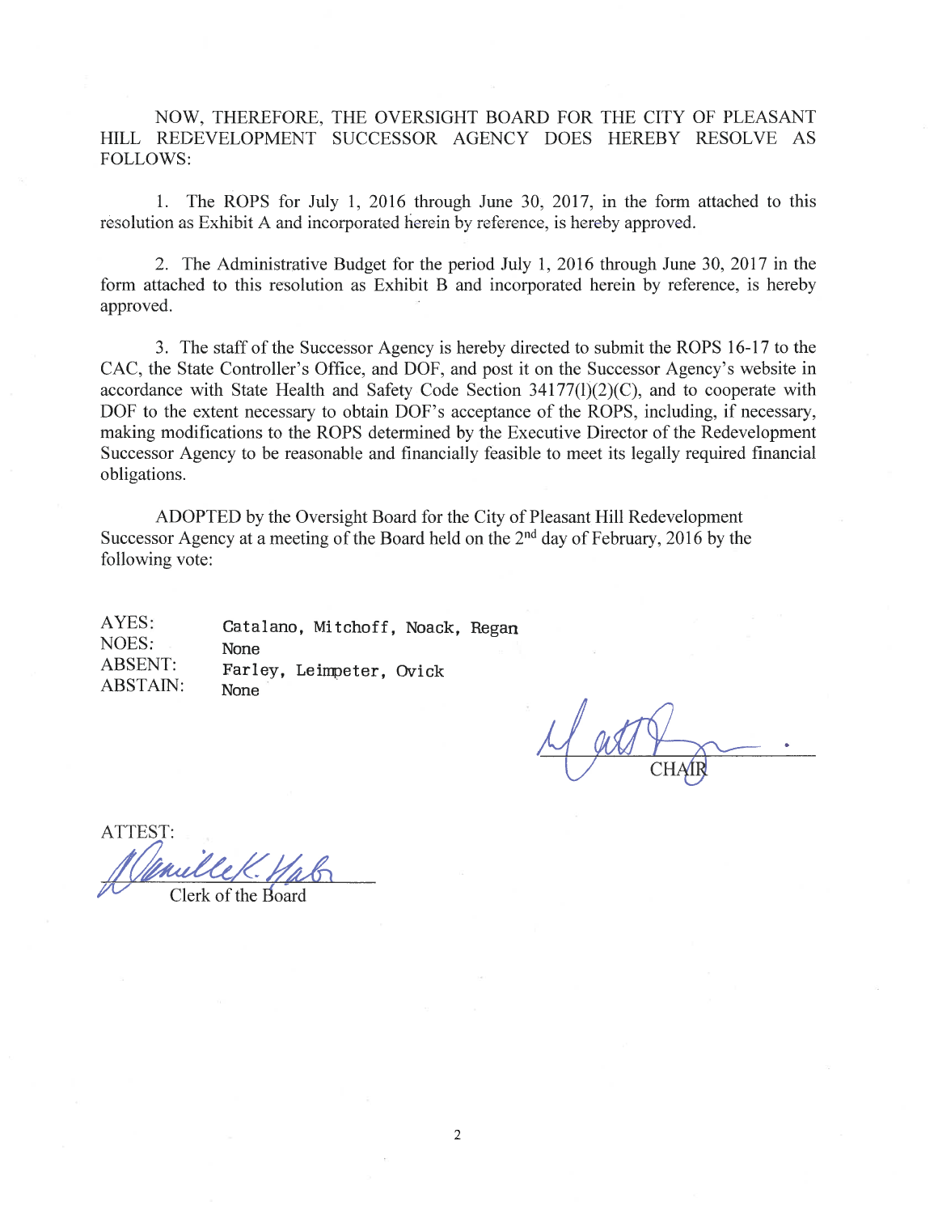NOW, THEREFORE, THE OVERSIGHT BOARD FOR THE CITY OF PLEASANT HILL REDEVELOPMENT SUCCESSOR AGENCY DOES HEREBY RESOLVE AS FOLLOWS:

1. The ROPS for July 1, 2016 through June 30, 2017, in the form attached to this resolution as Exhibit A and incorporated herein by reference, is hereby approved.

2. The Administrative Budget for the period July 1, 2016 through June 30, 2017 in the form attached to this resolution as Exhibit B and incorporated herein by reference, is hereby approved.

3. The staff of the Successor Agency is hereby directed to submit the ROPS 16-17 to the CAC, the State Controller's Office, and DOF, and post it on the Successor Agency's website in accordance with State Health and Safety Code Section 34177(l)(2)(C), and to cooperate with DOF to the extent necessary to obtain DOF's acceptance of the ROPS, including, if necessary, making modifications to the ROPS determined by the Executive Director of the Redevelopment Successor Agency to be reasonable and financially feasible to meet its legally required financial obligations.

ADOPTED by the Oversight Board for the City of Pleasant Hill Redevelopment Successor Agency at a meeting of the Board held on the 2nd day of February, 2016 by the following vote:

AYES: Catalano, Mitchoff, Noack, Regan
NOES: None
ABSENT: Farley, Leimpeter, Ovick
ABSTAIN: None

CHAIR

ATTEST:

Clerk of the Board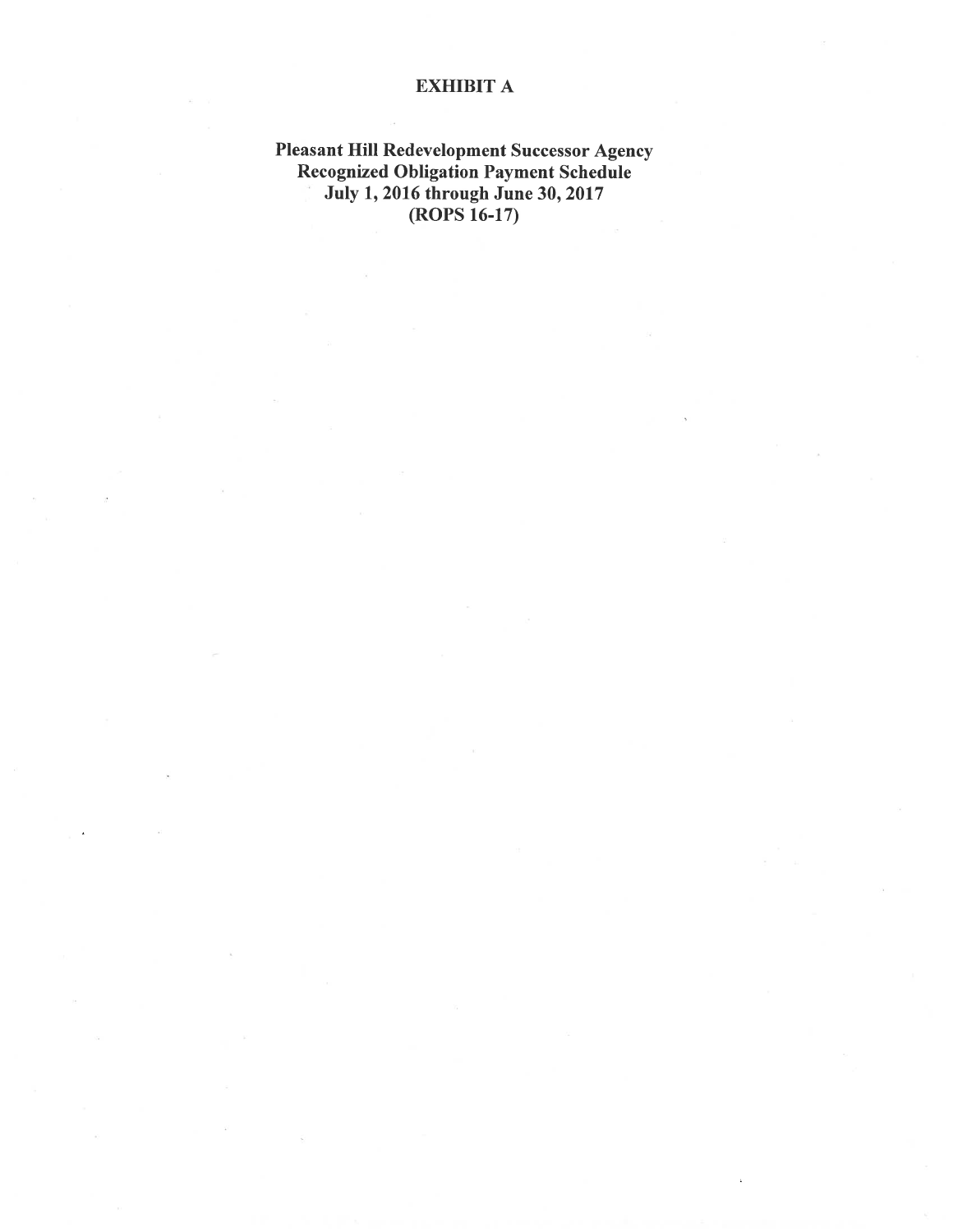# EXHIBIT A

## Pleasant Hill Redevelopment Successor Agency
## Recognized Obligation Payment Schedule
## July 1, 2016 through June 30, 2017
## (ROPS 16-17)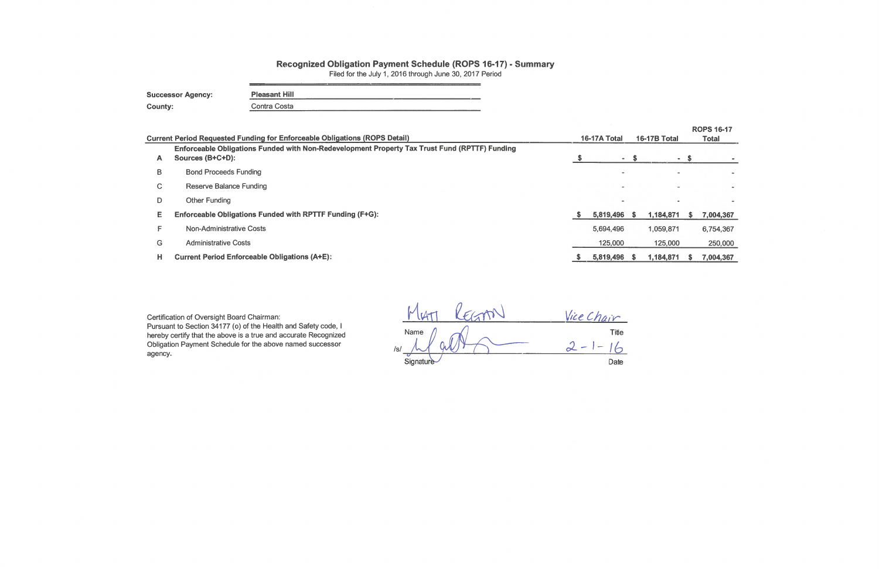# Recognized Obligation Payment Schedule (ROPS 16-17) - Summary

Filed for the July 1, 2016 through June 30, 2017 Period

**Successor Agency:** Pleasant Hill

**County:** Contra Costa

| | Current Period Requested Funding for Enforceable Obligations (ROPS Detail) | 16-17A Total | 16-17B Total | ROPS 16-17 Total |
|---|---|---|---|---|
| A | **Enforceable Obligations Funded with Non-Redevelopment Property Tax Trust Fund (RPTTF) Funding Sources (B+C+D):** | $ - | $ - | $ - |
| B | Bond Proceeds Funding | - | - | - |
| C | Reserve Balance Funding | - | - | - |
| D | Other Funding | - | - | - |
| E | **Enforceable Obligations Funded with RPTTF Funding (F+G):** | $ 5,819,496 | $ 1,184,871 | $ 7,004,367 |
| F | Non-Administrative Costs | 5,694,496 | 1,059,871 | 6,754,367 |
| G | Administrative Costs | 125,000 | 125,000 | 250,000 |
| H | **Current Period Enforceable Obligations (A+E):** | $ 5,819,496 | $ 1,184,871 | $ 7,004,367 |

Certification of Oversight Board Chairman:
Pursuant to Section 34177 (o) of the Health and Safety code, I hereby certify that the above is a true and accurate Recognized Obligation Payment Schedule for the above named successor agency.

| | |
|---|---|
| Matt Regan | Vice Chair |
| Name | Title |
| /s/ [signature] | 2-1-16 |
| Signature | Date |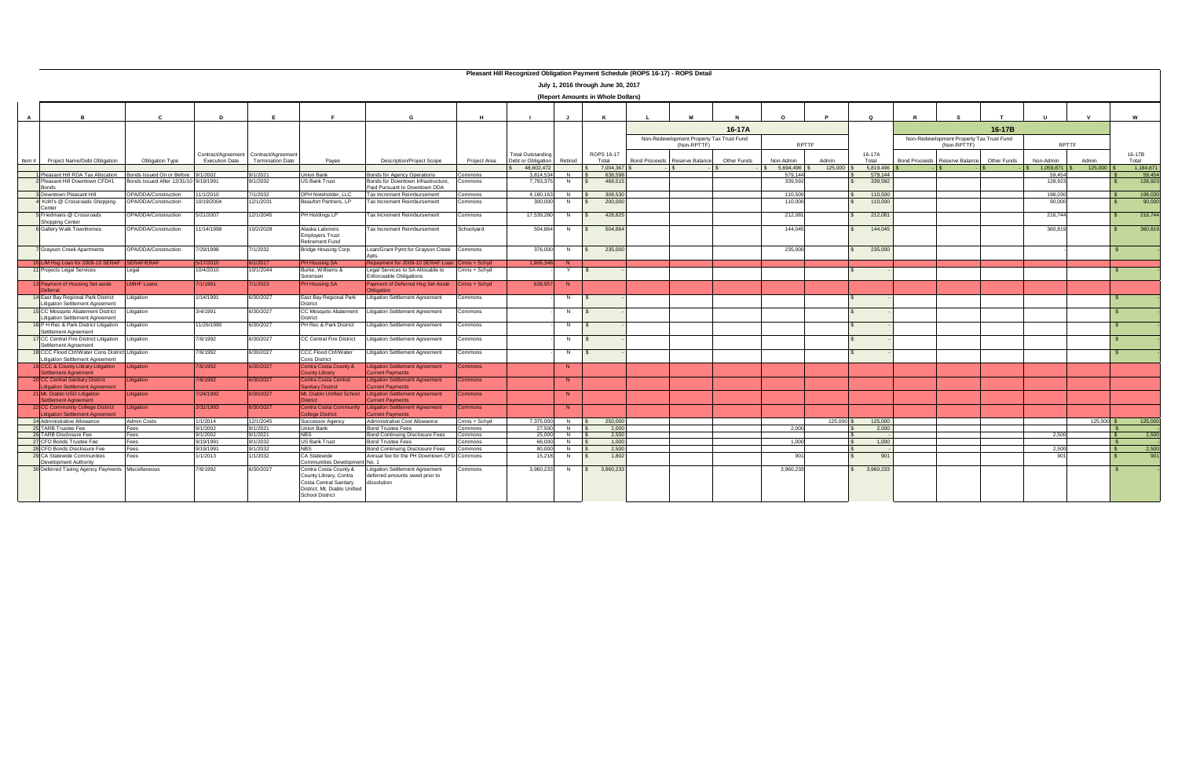# Pleasant Hill Recognized Obligation Payment Schedule (ROPS 16-17) - ROPS Detail

## July 1, 2016 through June 30, 2017

### (Report Amounts in Whole Dollars)

| A | B | C | D | E | F | G | H | I | J | K | L | M | N | O | P | Q | R | S | T | U | V | W |
|---|---|---|---|---|---|---|---|---|---|---|---|---|---|---|---|---|---|---|---|---|---|---|
| | | | | | | | | | | | 16-17A | | | | | | 16-17B | | | | | |
| | | | | | | | | | | | Non-Redevelopment Property Tax Trust Fund (Non-RPTTF) | | | RPTTF | | | Non-Redevelopment Property Tax Trust Fund (Non-RPTTF) | | | RPTTF | | |
| Item # | Project Name/Debt Obligation | Obligation Type | Contract/Agreement Execution Date | Contract/Agreement Termination Date | Payee | Description/Project Scope | Project Area | Total Outstanding Debt or Obligation | Retired | ROPS 16-17 Total | Bond Proceeds | Reserve Balance | Other Funds | Non-Admin | Admin | 16-17A Total | Bond Proceeds | Reserve Balance | Other Funds | Non-Admin | Admin | 16-17B Total |
| | | | | | | | | $ 48,602,472 | | $ 7,004,367 | $ - | $ - | $ - | $ 5,694,496 | $ 125,000 | $ 5,819,496 | $ - | $ - | $ - | $ 1,059,871 | $ 125,000 | $ 1,184,871 |
| 1 | Pleasant Hill RDA Tax Allocation | Bonds Issued On or Before 12/31/10 | 9/1/2002 | 9/1/2021 | Union Bank | Bonds for Agency Operations | Commons | 3,814,534 | N | $ 638,598 | | | | 579,144 | | $ 579,144 | | | | 59,454 | | $ 59,454 |
| 2 | Pleasant Hill Downtown CFD#1 Bonds | Bonds Issued After 12/31/10 | 9/19/1991 | 9/1/2032 | US Bank Trust | Bonds for Downtown Infrastructure, Paid Pursuant to Downtown DDA | Commons | 7,793,375 | N | $ 468,515 | | | | 339,592 | | $ 339,592 | | | | 128,923 | | $ 128,923 |
| 3 | Downtown Pleasant Hill | OPA/DDA/Construction | 11/1/2010 | 7/1/2032 | DPH Noteholder, LLC | Tax Increment Reimbursement | Commons | 4,180,163 | N | $ 308,530 | | | | 110,500 | | $ 110,500 | | | | 198,030 | | $ 198,030 |
| 4 | Kohl's @ Crossroads Shopping Center | OPA/DDA/Construction | 10/19/2004 | 12/1/2031 | Beaufort Partners, LP | Tax Increment Reimbursement | Commons | 300,000 | N | $ 200,000 | | | | 110,000 | | $ 110,000 | | | | 90,000 | | $ 90,000 |
| 5 | Friedmans @ Crossroads Shopping Center | OPA/DDA/Construction | 5/21/2007 | 12/1/2045 | PH Holdings LP | Tax Increment Reimbursement | Commons | 17,539,280 | N | $ 428,825 | | | | 212,081 | | $ 212,081 | | | | 216,744 | | $ 216,744 |
| 6 | Gallery Walk Townhomes | OPA/DDA/Construction | 11/14/1999 | 10/2/2028 | Alaska Laborers Employers Trust Retirement Fund | Tax Increment Reimbursement | Schoolyard | 504,864 | N | $ 504,864 | | | | 144,045 | | $ 144,045 | | | | 360,819 | | $ 360,819 |
| 7 | Grayson Creek Apartments | OPA/DDA/Construction | 7/29/1998 | 7/1/2032 | Bridge Housing Corp. | Loan/Grant Pymt for Grayson Creek Apts. | Commons | 376,000 | N | $ 235,000 | | | | 235,000 | | $ 235,000 | | | | - | | $ - |
| 10 | LM Hsg Loan for 2009-10 SERAF | SERAF/ERAF | 5/17/2010 | 6/1/2017 | PH Housing SA | Repayment for 2009-10 SERAF Loan | Cmns + Schyd | 1,906,348 | N | | | | | | | | | | | | | |
| 11 | Projects Legal Services | Legal | 10/4/2010 | 10/1/2044 | Burke, Williams & Sorensen | Legal Services to SA Allocable to Enforceable Obligations | Cmns + Schyd | - | Y | $ - | | | | | | $ - | | | | | | $ - |
| 13 | Payment of Housing Set-aside Deferral | LMIHF Loans | 7/1/1991 | 7/1/2023 | PH Housing SA | Payment of Deferred Hsg Set Aside Obligation | Cmns + Schyd | 638,957 | N | | | | | | | | | | | | | |
| 14 | East Bay Regional Park District Litigation Settlement Agreement | Litigation | 1/14/1991 | 6/30/2027 | East Bay Regional Park District | Litigation Settlement Agreement | Commons | | N | $ - | | | | | | $ - | | | | | | $ - |
| 15 | CC Mosquito Abatement District Litigation Settlement Agreement | Litigation | 3/4/1991 | 6/30/2027 | CC Mosquito Abatement District | Litigation Settlement Agreement | Commons | | N | $ - | | | | | | $ - | | | | | | $ - |
| 16 | P H Rec & Park District Litigation Settlement Agreement | Litigation | 11/26/1990 | 6/30/2027 | PH Rec & Park District | Litigation Settlement Agreement | Commons | | N | $ - | | | | | | $ - | | | | | | $ - |
| 17 | CC Central Fire District Litigation Settlement Agreement | Litigation | 7/6/1992 | 6/30/2027 | CC Central Fire District | Litigation Settlement Agreement | Commons | | N | $ - | | | | | | $ - | | | | | | $ - |
| 18 | CCC Flood Ctrl/Water Cons District Litigation Settlement Agreement | Litigation | 7/6/1992 | 6/30/2027 | CCC Flood Ctrl/Water Cons District | Litigation Settlement Agreement | Commons | | N | $ - | | | | | | $ - | | | | | | $ - |
| 19 | CCC & County Library Litigation Settlement Agreement | Litigation | 7/6/1992 | 6/30/2027 | Contra Costa County & County Library | Litigation Settlement Agreement Current Payments | Commons | | N | | | | | | | | | | | | | |
| 20 | CC Central Sanitary District Litigation Settlement Agreement | Litigation | 7/6/1992 | 6/30/2027 | Contra Costa Central Sanitary District | Litigation Settlement Agreement Current Payments | Commons | | N | | | | | | | | | | | | | |
| 21 | Mt. Diablo USD Litigation Settlement Agreement | Litigation | 7/24/1992 | 6/30/2027 | Mt. Diablo Unified School District | Litigation Settlement Agreement Current Payments | Commons | | N | | | | | | | | | | | | | |
| 22 | CC Community College District Litigation Settlement Agreement | Litigation | 3/31/1993 | 6/30/2027 | Contra Costa Community College District | Litigation Settlement Agreement Current Payments | Commons | | N | | | | | | | | | | | | | |
| 24 | Administrative Allowance | Admin Costs | 1/1/2014 | 12/1/2045 | Successor Agency | Administrative Cost Allowance | Cmns + Schyd | 7,375,000 | N | $ 250,000 | | | | | 125,000 | $ 125,000 | | | | | 125,000 | $ 125,000 |
| 25 | TARB Trustee Fee | Fees | 9/1/2002 | 9/1/2021 | Union Bank | Bond Trustee Fees | Commons | 27,500 | N | $ 2,000 | | | | 2,000 | | $ 2,000 | | | | | | $ - |
| 26 | TARB Disclosure Fee | Fees | 9/1/2002 | 9/1/2021 | NBS | Bond Continuing Disclosure Fees | Commons | 25,000 | N | $ 2,500 | | | | | | $ - | | | | 2,500 | | $ 2,500 |
| 27 | CFD Bonds Trustee Fee | Fees | 9/19/1991 | 9/1/2032 | US Bank Trust | Bond Trustee Fees | Commons | 66,000 | N | $ 1,000 | | | | 1,000 | | $ 1,000 | | | | | | $ - |
| 28 | CFD Bonds Disclosure Fee | Fees | 9/19/1991 | 9/1/2032 | NBS | Bond Continuing Disclosure Fees | Commons | 80,000 | N | $ 2,500 | | | | | | $ - | | | | 2,500 | | $ 2,500 |
| 29 | CA Statewide Communities Development Authority | Fees | 1/1/2013 | 1/1/2032 | CA Statewide Communities Development | Annual fee for the PH Downtown CFD No. 1 | Commons | 15,218 | N | $ 1,802 | | | | 901 | | $ 901 | | | | 901 | | $ 901 |
| 30 | Deferred Taxing Agency Payments | Miscellaneous | 7/6/1992 | 6/30/2027 | Contra Costa County & County Library, Contra Costa Central Sanitary District, Mt. Diablo Unified School District | Litigation Settlement Agreement deferred amounts owed prior to dissolution | Commons | 3,960,233 | N | $ 3,960,233 | | | | 3,960,233 | | $ 3,960,233 | | | | | | $ - |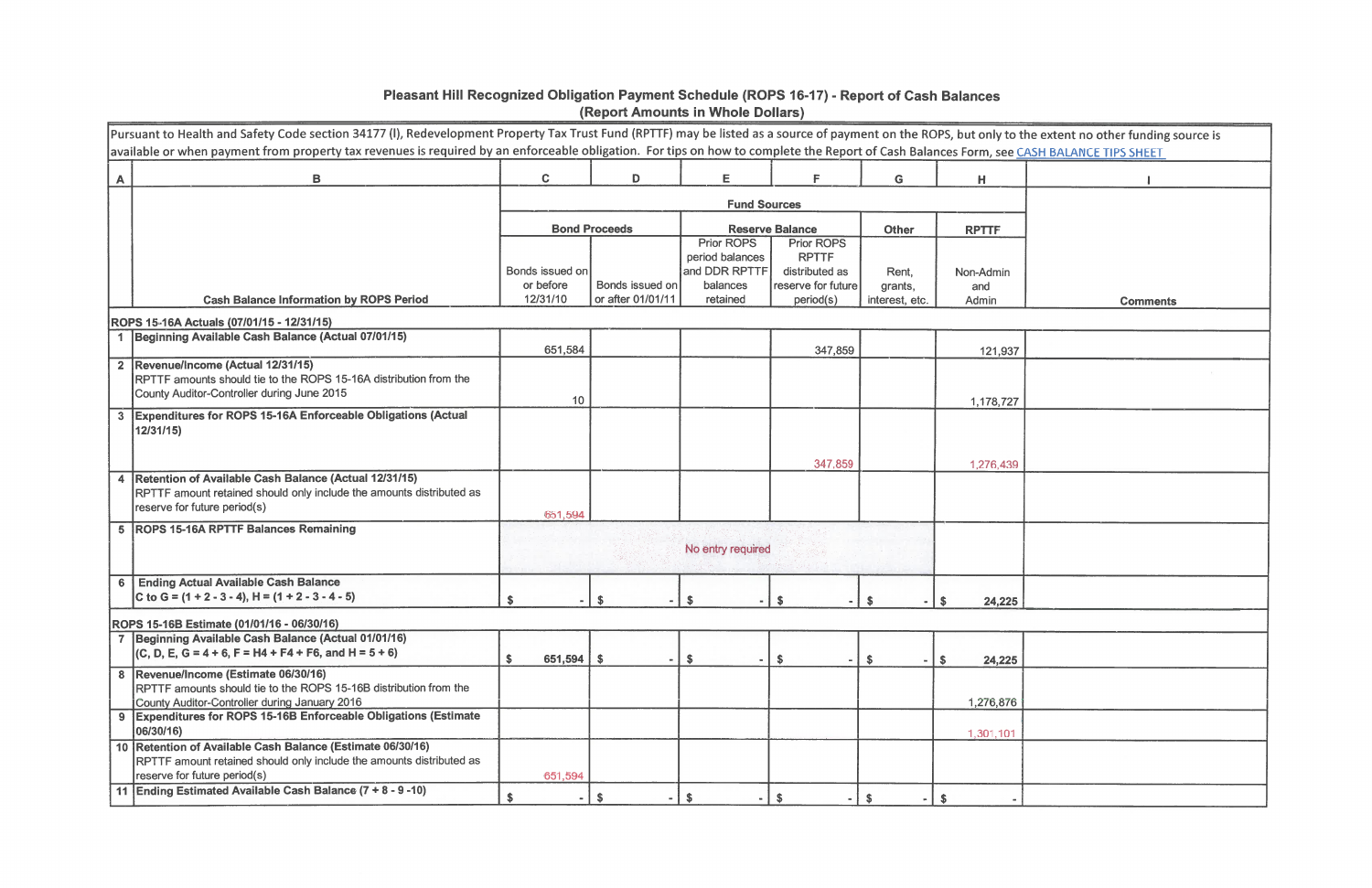## Pleasant Hill Recognized Obligation Payment Schedule (ROPS 16-17) - Report of Cash Balances
### (Report Amounts in Whole Dollars)

Pursuant to Health and Safety Code section 34177 (l), Redevelopment Property Tax Trust Fund (RPTTF) may be listed as a source of payment on the ROPS, but only to the extent no other funding source is available or when payment from property tax revenues is required by an enforceable obligation. For tips on how to complete the Report of Cash Balances Form, see CASH BALANCE TIPS SHEET

| A | B | C | D | E | F | G | H | I |
|---|---|---|---|---|---|---|---|---|
| | | Fund Sources | | | | | | |
| | | Bond Proceeds | | Reserve Balance | | Other | RPTTF | |
| | Cash Balance Information by ROPS Period | Bonds issued on or before 12/31/10 | Bonds issued on or after 01/01/11 | Prior ROPS period balances and DDR RPTTF balances retained | Prior ROPS RPTTF distributed as reserve for future period(s) | Rent, grants, interest, etc. | Non-Admin and Admin | Comments |
| **ROPS 15-16A Actuals (07/01/15 - 12/31/15)** | | | | | | | | |
| 1 | **Beginning Available Cash Balance (Actual 07/01/15)** | 651,584 | | | 347,859 | | 121,937 | |
| 2 | **Revenue/Income (Actual 12/31/15)** RPTTF amounts should tie to the ROPS 15-16A distribution from the County Auditor-Controller during June 2015 | 10 | | | | | 1,178,727 | |
| 3 | **Expenditures for ROPS 15-16A Enforceable Obligations (Actual 12/31/15)** | | | | 347,859 | | 1,276,439 | |
| 4 | **Retention of Available Cash Balance (Actual 12/31/15)** RPTTF amount retained should only include the amounts distributed as reserve for future period(s) | 651,594 | | | | | | |
| 5 | **ROPS 15-16A RPTTF Balances Remaining** | No entry required | | | | | | |
| 6 | **Ending Actual Available Cash Balance** C to G = (1 + 2 - 3 - 4), H = (1 + 2 - 3 - 4 - 5) | $ - | $ - | $ - | $ - | $ - | $ 24,225 | |
| **ROPS 15-16B Estimate (01/01/16 - 06/30/16)** | | | | | | | | |
| 7 | **Beginning Available Cash Balance (Actual 01/01/16)** (C, D, E, G = 4 + 6, F = H4 + F4 + F6, and H = 5 + 6) | $ 651,594 | $ - | $ - | $ - | $ - | $ 24,225 | |
| 8 | **Revenue/Income (Estimate 06/30/16)** RPTTF amounts should tie to the ROPS 15-16B distribution from the County Auditor-Controller during January 2016 | | | | | | 1,276,876 | |
| 9 | **Expenditures for ROPS 15-16B Enforceable Obligations (Estimate 06/30/16)** | | | | | | 1,301,101 | |
| 10 | **Retention of Available Cash Balance (Estimate 06/30/16)** RPTTF amount retained should only include the amounts distributed as reserve for future period(s) | 651,594 | | | | | | |
| 11 | **Ending Estimated Available Cash Balance (7 + 8 - 9 -10)** | $ - | $ - | $ - | $ - | $ - | $ - | |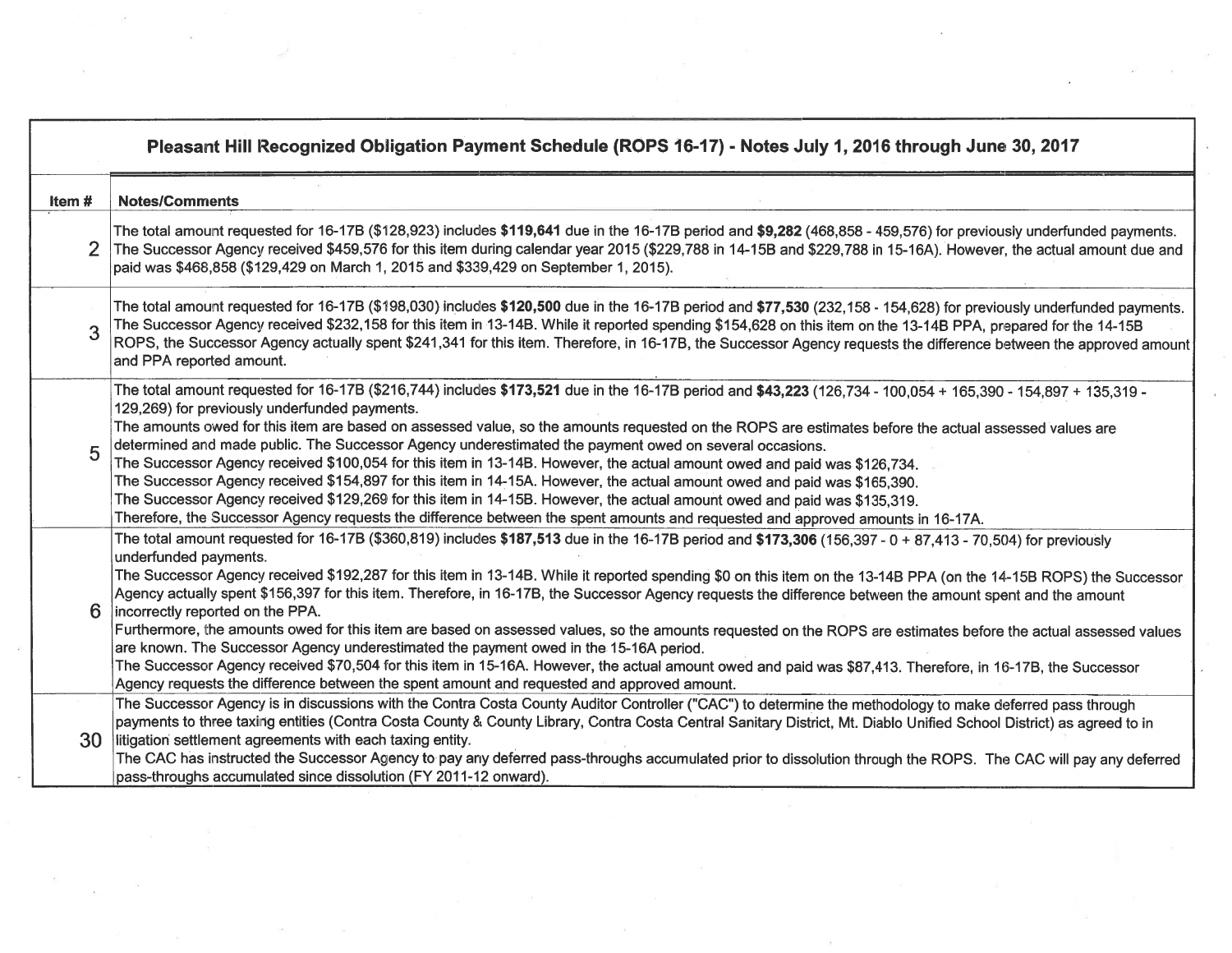| Pleasant Hill Recognized Obligation Payment Schedule (ROPS 16-17) - Notes July 1, 2016 through June 30, 2017 | |
|---|---|
| **Item #** | **Notes/Comments** |
| 2 | The total amount requested for 16-17B ($128,923) includes **$119,641** due in the 16-17B period and **$9,282** (468,858 - 459,576) for previously underfunded payments. The Successor Agency received $459,576 for this item during calendar year 2015 ($229,788 in 14-15B and $229,788 in 15-16A). However, the actual amount due and paid was $468,858 ($129,429 on March 1, 2015 and $339,429 on September 1, 2015). |
| 3 | The total amount requested for 16-17B ($198,030) includes **$120,500** due in the 16-17B period and **$77,530** (232,158 - 154,628) for previously underfunded payments. The Successor Agency received $232,158 for this item in 13-14B. While it reported spending $154,628 on this item on the 13-14B PPA, prepared for the 14-15B ROPS, the Successor Agency actually spent $241,341 for this item. Therefore, in 16-17B, the Successor Agency requests the difference between the approved amount and PPA reported amount. |
| 5 | The total amount requested for 16-17B ($216,744) includes **$173,521** due in the 16-17B period and **$43,223** (126,734 - 100,054 + 165,390 - 154,897 + 135,319 - 129,269) for previously underfunded payments.<br>The amounts owed for this item are based on assessed value, so the amounts requested on the ROPS are estimates before the actual assessed values are determined and made public. The Successor Agency underestimated the payment owed on several occasions.<br>The Successor Agency received $100,054 for this item in 13-14B. However, the actual amount owed and paid was $126,734.<br>The Successor Agency received $154,897 for this item in 14-15A. However, the actual amount owed and paid was $165,390.<br>The Successor Agency received $129,269 for this item in 14-15B. However, the actual amount owed and paid was $135,319.<br>Therefore, the Successor Agency requests the difference between the spent amounts and requested and approved amounts in 16-17A. |
| 6 | The total amount requested for 16-17B ($360,819) includes **$187,513** due in the 16-17B period and **$173,306** (156,397 - 0 + 87,413 - 70,504) for previously underfunded payments.<br>The Successor Agency received $192,287 for this item in 13-14B. While it reported spending $0 on this item on the 13-14B PPA (on the 14-15B ROPS) the Successor Agency actually spent $156,397 for this item. Therefore, in 16-17B, the Successor Agency requests the difference between the amount spent and the amount incorrectly reported on the PPA.<br>Furthermore, the amounts owed for this item are based on assessed values, so the amounts requested on the ROPS are estimates before the actual assessed values are known. The Successor Agency underestimated the payment owed in the 15-16A period.<br>The Successor Agency received $70,504 for this item in 15-16A. However, the actual amount owed and paid was $87,413. Therefore, in 16-17B, the Successor Agency requests the difference between the spent amount and requested and approved amount. |
| 30 | The Successor Agency is in discussions with the Contra Costa County Auditor Controller ("CAC") to determine the methodology to make deferred pass through payments to three taxing entities (Contra Costa County & County Library, Contra Costa Central Sanitary District, Mt. Diablo Unified School District) as agreed to in litigation settlement agreements with each taxing entity.<br>The CAC has instructed the Successor Agency to pay any deferred pass-throughs accumulated prior to dissolution through the ROPS. The CAC will pay any deferred pass-throughs accumulated since dissolution (FY 2011-12 onward). |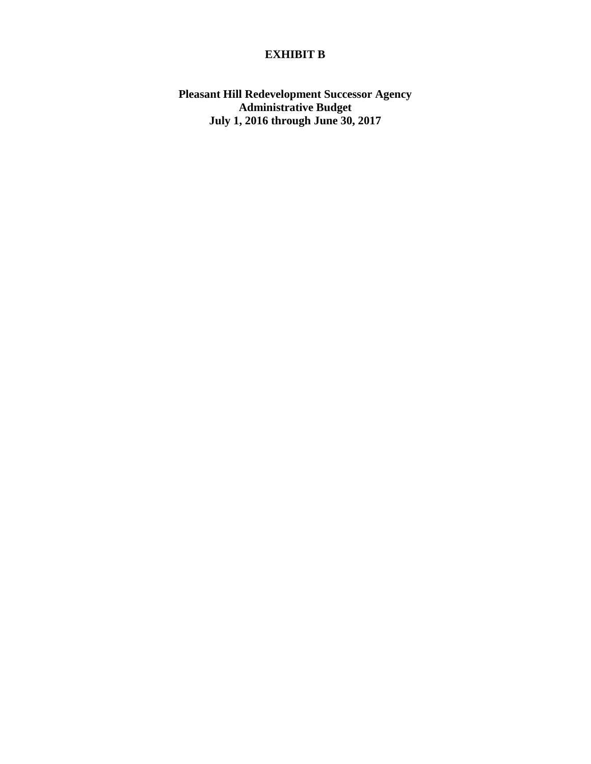# EXHIBIT B

## Pleasant Hill Redevelopment Successor Agency
## Administrative Budget
## July 1, 2016 through June 30, 2017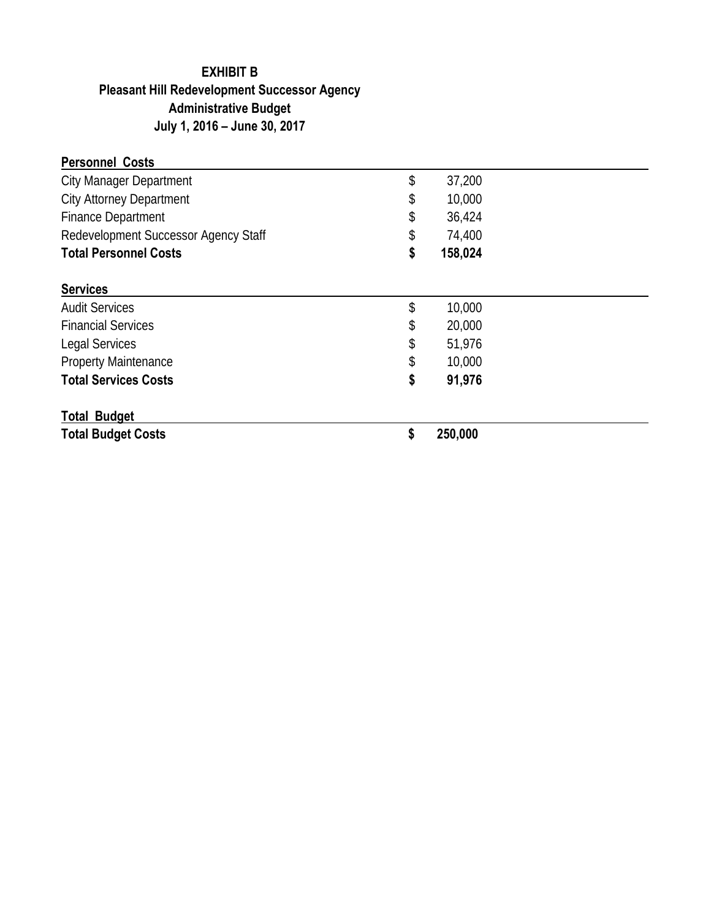**EXHIBIT B**

**Pleasant Hill Redevelopment Successor Agency**

**Administrative Budget**

**July 1, 2016 – June 30, 2017**

| | | |
|---|---|---|
| **Personnel Costs** | | |
| City Manager Department | $ | 37,200 |
| City Attorney Department | $ | 10,000 |
| Finance Department | $ | 36,424 |
| Redevelopment Successor Agency Staff | $ | 74,400 |
| **Total Personnel Costs** | **$** | **158,024** |
| **Services** | | |
| Audit Services | $ | 10,000 |
| Financial Services | $ | 20,000 |
| Legal Services | $ | 51,976 |
| Property Maintenance | $ | 10,000 |
| **Total Services Costs** | **$** | **91,976** |
| **Total Budget** | | |
| **Total Budget Costs** | **$** | **250,000** |